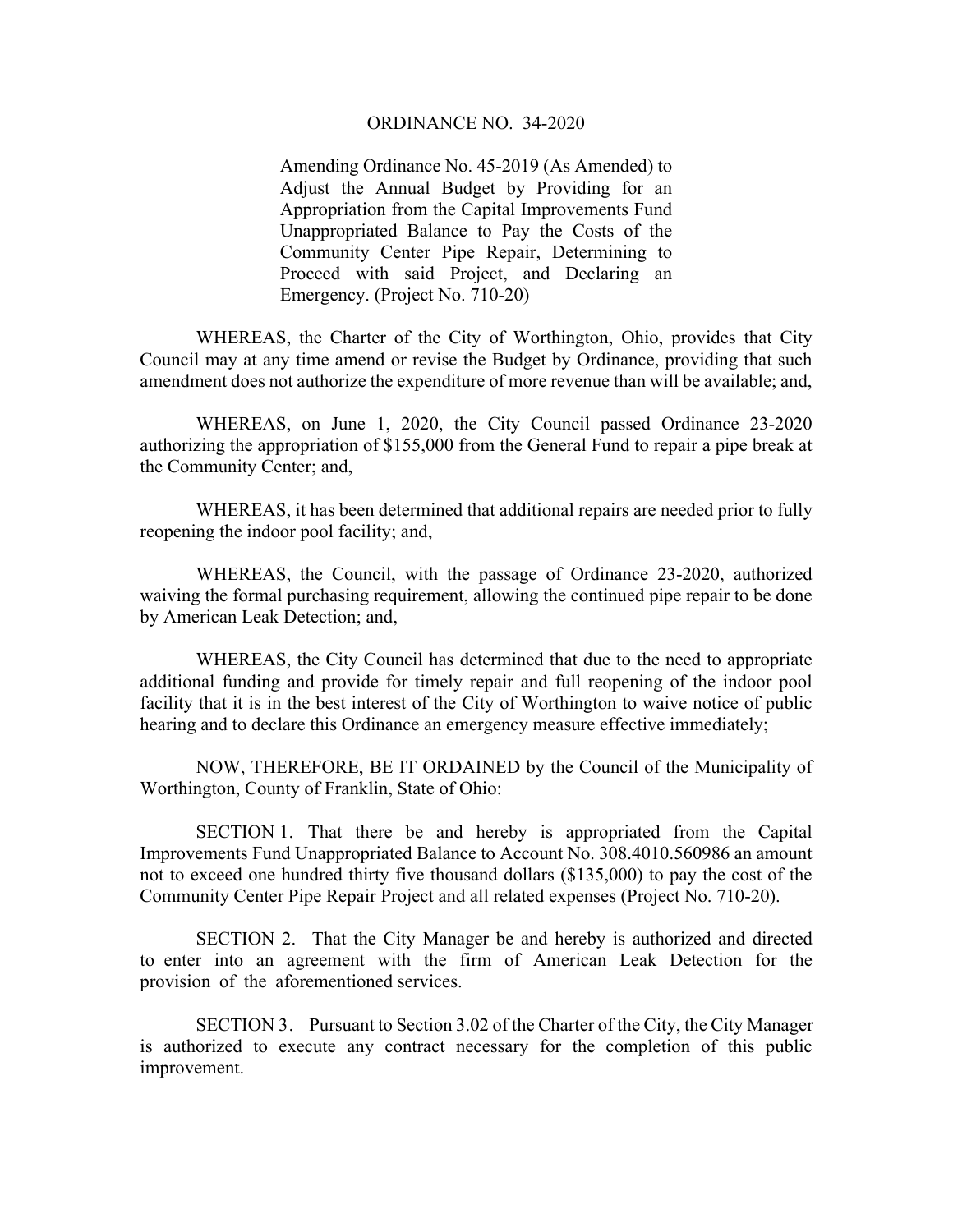# ORDINANCE NO. 34-2020

Amending Ordinance No. 45-2019 (As Amended) to Adjust the Annual Budget by Providing for an Appropriation from the Capital Improvements Fund Unappropriated Balance to Pay the Costs of the Community Center Pipe Repair, Determining to Proceed with said Project, and Declaring an Emergency. (Project No. 710-20)

WHEREAS, the Charter of the City of Worthington, Ohio, provides that City Council may at any time amend or revise the Budget by Ordinance, providing that such amendment does not authorize the expenditure of more revenue than will be available; and,

WHEREAS, on June 1, 2020, the City Council passed Ordinance 23-2020 authorizing the appropriation of $155,000 from the General Fund to repair a pipe break at the Community Center; and,

WHEREAS, it has been determined that additional repairs are needed prior to fully reopening the indoor pool facility; and,

WHEREAS, the Council, with the passage of Ordinance 23-2020, authorized waiving the formal purchasing requirement, allowing the continued pipe repair to be done by American Leak Detection; and,

WHEREAS, the City Council has determined that due to the need to appropriate additional funding and provide for timely repair and full reopening of the indoor pool facility that it is in the best interest of the City of Worthington to waive notice of public hearing and to declare this Ordinance an emergency measure effective immediately;

NOW, THEREFORE, BE IT ORDAINED by the Council of the Municipality of Worthington, County of Franklin, State of Ohio:

SECTION 1. That there be and hereby is appropriated from the Capital Improvements Fund Unappropriated Balance to Account No. 308.4010.560986 an amount not to exceed one hundred thirty five thousand dollars ($135,000) to pay the cost of the Community Center Pipe Repair Project and all related expenses (Project No. 710-20).

SECTION 2. That the City Manager be and hereby is authorized and directed to enter into an agreement with the firm of American Leak Detection for the provision of the aforementioned services.

SECTION 3. Pursuant to Section 3.02 of the Charter of the City, the City Manager is authorized to execute any contract necessary for the completion of this public improvement.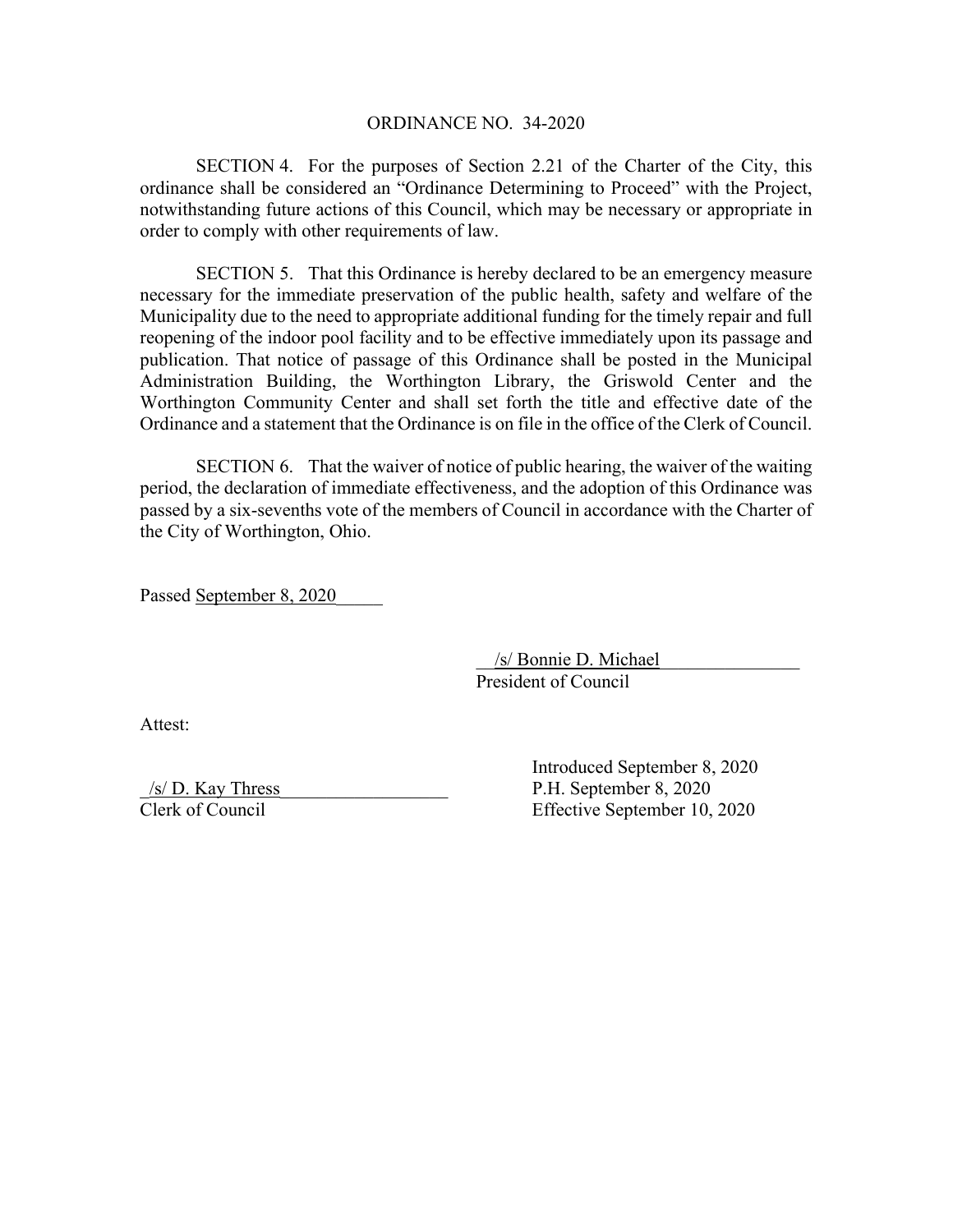ORDINANCE NO. 34-2020

SECTION 4. For the purposes of Section 2.21 of the Charter of the City, this ordinance shall be considered an "Ordinance Determining to Proceed" with the Project, notwithstanding future actions of this Council, which may be necessary or appropriate in order to comply with other requirements of law.

SECTION 5. That this Ordinance is hereby declared to be an emergency measure necessary for the immediate preservation of the public health, safety and welfare of the Municipality due to the need to appropriate additional funding for the timely repair and full reopening of the indoor pool facility and to be effective immediately upon its passage and publication. That notice of passage of this Ordinance shall be posted in the Municipal Administration Building, the Worthington Library, the Griswold Center and the Worthington Community Center and shall set forth the title and effective date of the Ordinance and a statement that the Ordinance is on file in the office of the Clerk of Council.

SECTION 6. That the waiver of notice of public hearing, the waiver of the waiting period, the declaration of immediate effectiveness, and the adoption of this Ordinance was passed by a six-sevenths vote of the members of Council in accordance with the Charter of the City of Worthington, Ohio.

Passed September 8, 2020

/s/ Bonnie D. Michael
President of Council

Attest:

/s/ D. Kay Thress
Clerk of Council

Introduced September 8, 2020
P.H. September 8, 2020
Effective September 10, 2020